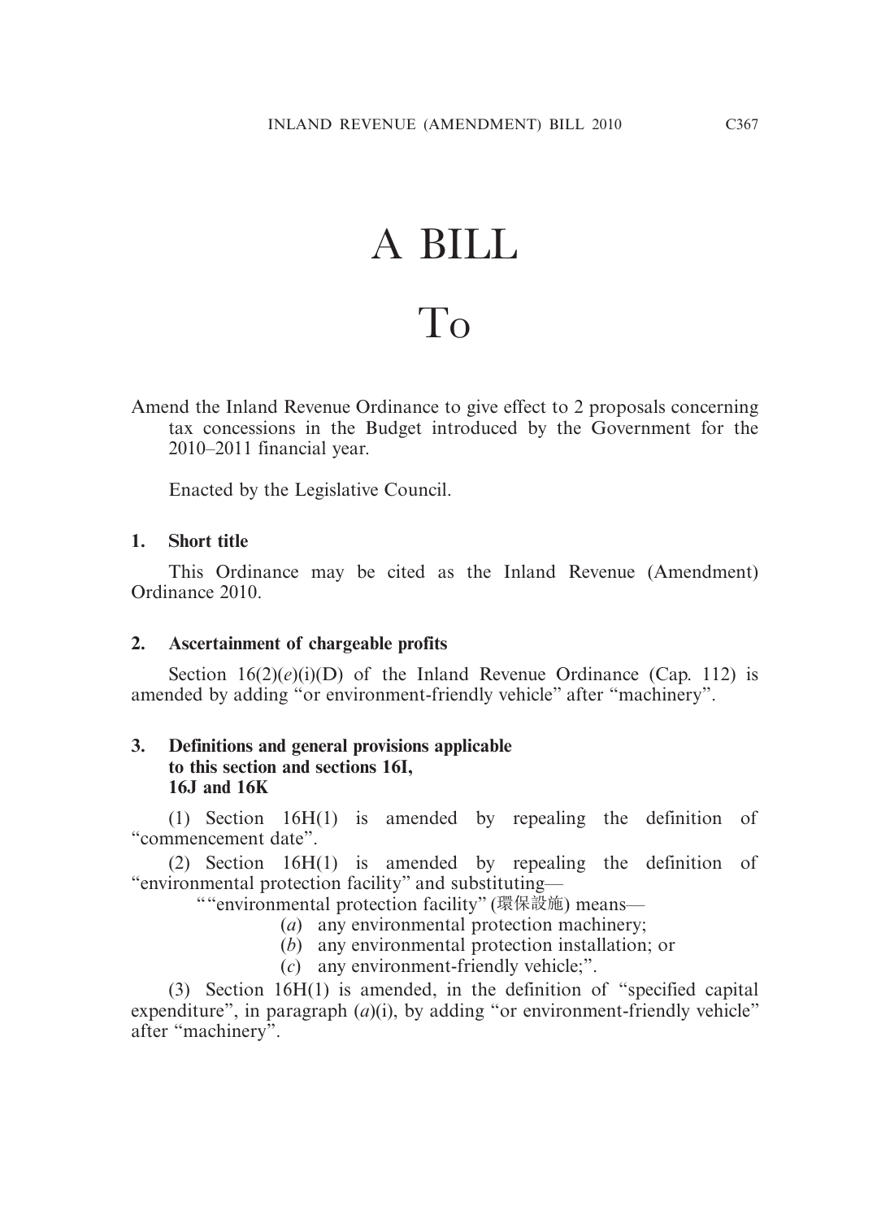# A BILL

# To

Amend the Inland Revenue Ordinance to give effect to 2 proposals concerning tax concessions in the Budget introduced by the Government for the 2010–2011 financial year.

Enacted by the Legislative Council.

**1. Short title**

This Ordinance may be cited as the Inland Revenue (Amendment) Ordinance 2010.

**2. Ascertainment of chargeable profits**

Section 16(2)(*e*)(i)(D) of the Inland Revenue Ordinance (Cap. 112) is amended by adding "or environment-friendly vehicle" after "machinery".

**3. Definitions and general provisions applicable to this section and sections 16I, 16J and 16K**

(1) Section 16H(1) is amended by repealing the definition of "commencement date".

(2) Section 16H(1) is amended by repealing the definition of "environmental protection facility" and substituting—

""environmental protection facility" (環保設施) means—

(*a*) any environmental protection machinery;

(*b*) any environmental protection installation; or

(*c*) any environment-friendly vehicle;".

(3) Section 16H(1) is amended, in the definition of "specified capital expenditure", in paragraph (*a*)(i), by adding "or environment-friendly vehicle" after "machinery".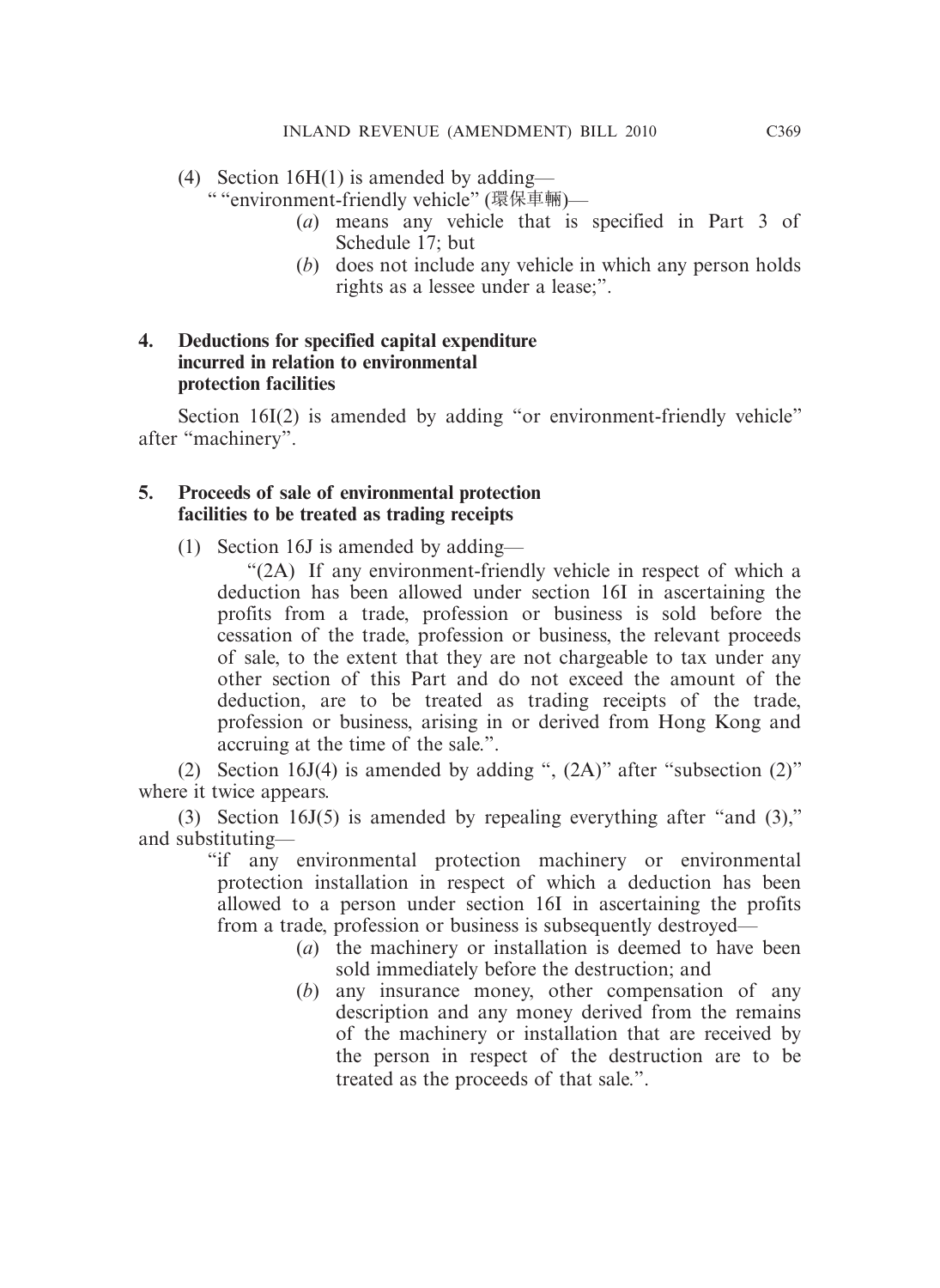(4) Section 16H(1) is amended by adding—

" "environment-friendly vehicle" (環保車輛)—

(*a*) means any vehicle that is specified in Part 3 of Schedule 17; but

(*b*) does not include any vehicle in which any person holds rights as a lessee under a lease;".

**4. Deductions for specified capital expenditure incurred in relation to environmental protection facilities**

Section 16I(2) is amended by adding "or environment-friendly vehicle" after "machinery".

**5. Proceeds of sale of environmental protection facilities to be treated as trading receipts**

(1) Section 16J is amended by adding—

"(2A) If any environment-friendly vehicle in respect of which a deduction has been allowed under section 16I in ascertaining the profits from a trade, profession or business is sold before the cessation of the trade, profession or business, the relevant proceeds of sale, to the extent that they are not chargeable to tax under any other section of this Part and do not exceed the amount of the deduction, are to be treated as trading receipts of the trade, profession or business, arising in or derived from Hong Kong and accruing at the time of the sale.".

(2) Section 16J(4) is amended by adding ", (2A)" after "subsection (2)" where it twice appears.

(3) Section 16J(5) is amended by repealing everything after "and (3)," and substituting—

"if any environmental protection machinery or environmental protection installation in respect of which a deduction has been allowed to a person under section 16I in ascertaining the profits from a trade, profession or business is subsequently destroyed—

(*a*) the machinery or installation is deemed to have been sold immediately before the destruction; and

(*b*) any insurance money, other compensation of any description and any money derived from the remains of the machinery or installation that are received by the person in respect of the destruction are to be treated as the proceeds of that sale.".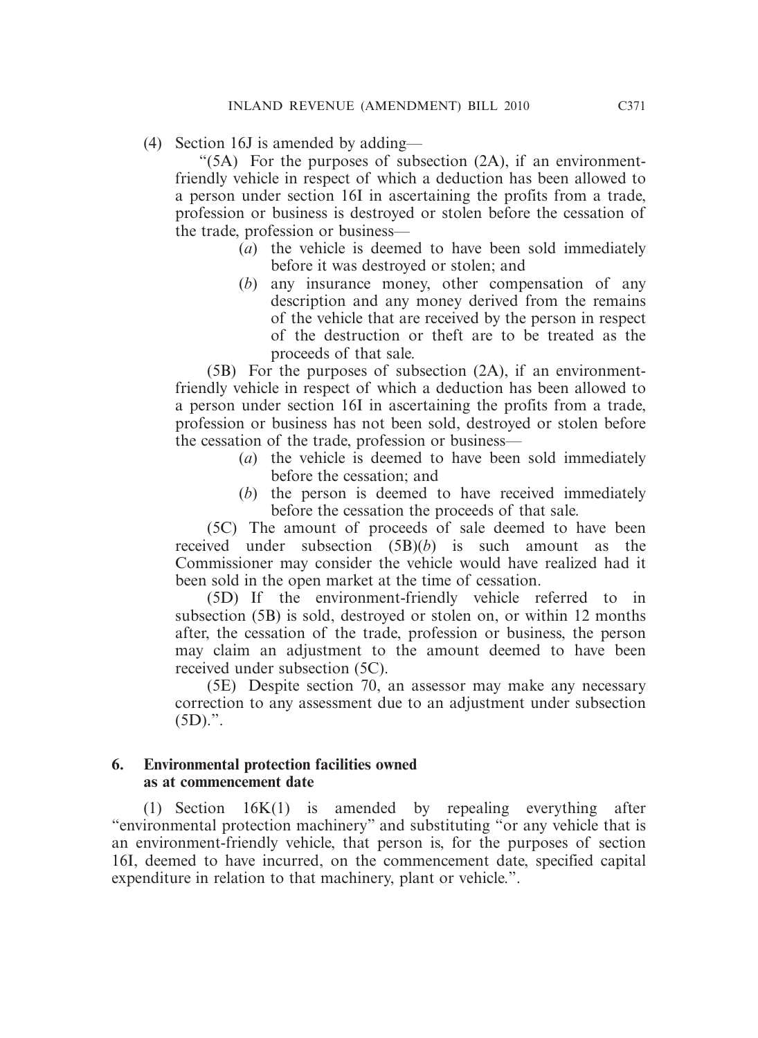(4) Section 16J is amended by adding—

"(5A) For the purposes of subsection (2A), if an environment-friendly vehicle in respect of which a deduction has been allowed to a person under section 16I in ascertaining the profits from a trade, profession or business is destroyed or stolen before the cessation of the trade, profession or business—

(*a*) the vehicle is deemed to have been sold immediately before it was destroyed or stolen; and

(*b*) any insurance money, other compensation of any description and any money derived from the remains of the vehicle that are received by the person in respect of the destruction or theft are to be treated as the proceeds of that sale.

(5B) For the purposes of subsection (2A), if an environment-friendly vehicle in respect of which a deduction has been allowed to a person under section 16I in ascertaining the profits from a trade, profession or business has not been sold, destroyed or stolen before the cessation of the trade, profession or business—

(*a*) the vehicle is deemed to have been sold immediately before the cessation; and

(*b*) the person is deemed to have received immediately before the cessation the proceeds of that sale.

(5C) The amount of proceeds of sale deemed to have been received under subsection (5B)(*b*) is such amount as the Commissioner may consider the vehicle would have realized had it been sold in the open market at the time of cessation.

(5D) If the environment-friendly vehicle referred to in subsection (5B) is sold, destroyed or stolen on, or within 12 months after, the cessation of the trade, profession or business, the person may claim an adjustment to the amount deemed to have been received under subsection (5C).

(5E) Despite section 70, an assessor may make any necessary correction to any assessment due to an adjustment under subsection (5D).".

**6. Environmental protection facilities owned as at commencement date**

(1) Section 16K(1) is amended by repealing everything after "environmental protection machinery" and substituting "or any vehicle that is an environment-friendly vehicle, that person is, for the purposes of section 16I, deemed to have incurred, on the commencement date, specified capital expenditure in relation to that machinery, plant or vehicle.".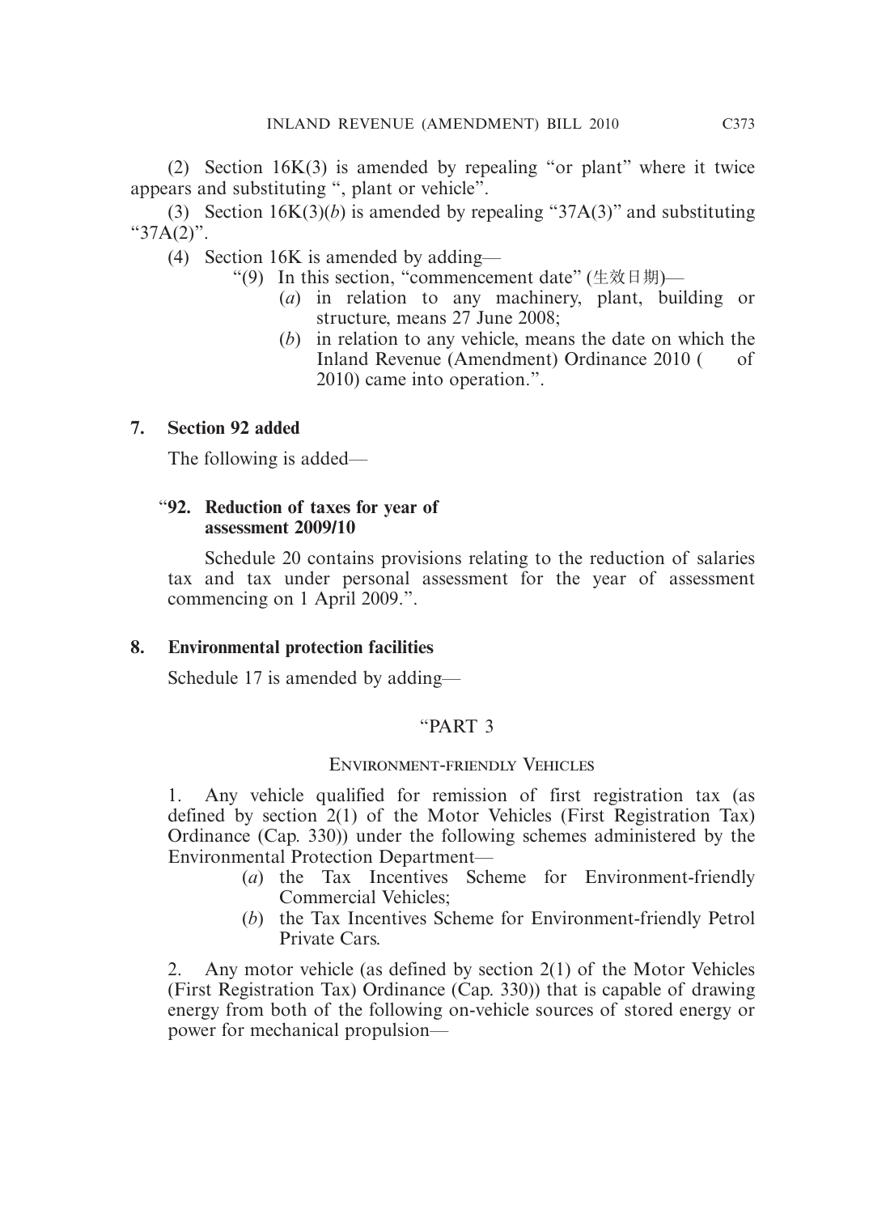(2) Section 16K(3) is amended by repealing "or plant" where it twice appears and substituting ", plant or vehicle".

(3) Section 16K(3)(*b*) is amended by repealing "37A(3)" and substituting "37A(2)".

(4) Section 16K is amended by adding—

"(9) In this section, "commencement date" (生效日期)—

(*a*) in relation to any machinery, plant, building or structure, means 27 June 2008;

(*b*) in relation to any vehicle, means the date on which the Inland Revenue (Amendment) Ordinance 2010 (     of 2010) came into operation.".

## 7. Section 92 added

The following is added—

### "92. Reduction of taxes for year of assessment 2009/10

Schedule 20 contains provisions relating to the reduction of salaries tax and tax under personal assessment for the year of assessment commencing on 1 April 2009.".

## 8. Environmental protection facilities

Schedule 17 is amended by adding—

"PART 3

ENVIRONMENT-FRIENDLY VEHICLES

1. Any vehicle qualified for remission of first registration tax (as defined by section 2(1) of the Motor Vehicles (First Registration Tax) Ordinance (Cap. 330)) under the following schemes administered by the Environmental Protection Department—

(*a*) the Tax Incentives Scheme for Environment-friendly Commercial Vehicles;

(*b*) the Tax Incentives Scheme for Environment-friendly Petrol Private Cars.

2. Any motor vehicle (as defined by section 2(1) of the Motor Vehicles (First Registration Tax) Ordinance (Cap. 330)) that is capable of drawing energy from both of the following on-vehicle sources of stored energy or power for mechanical propulsion—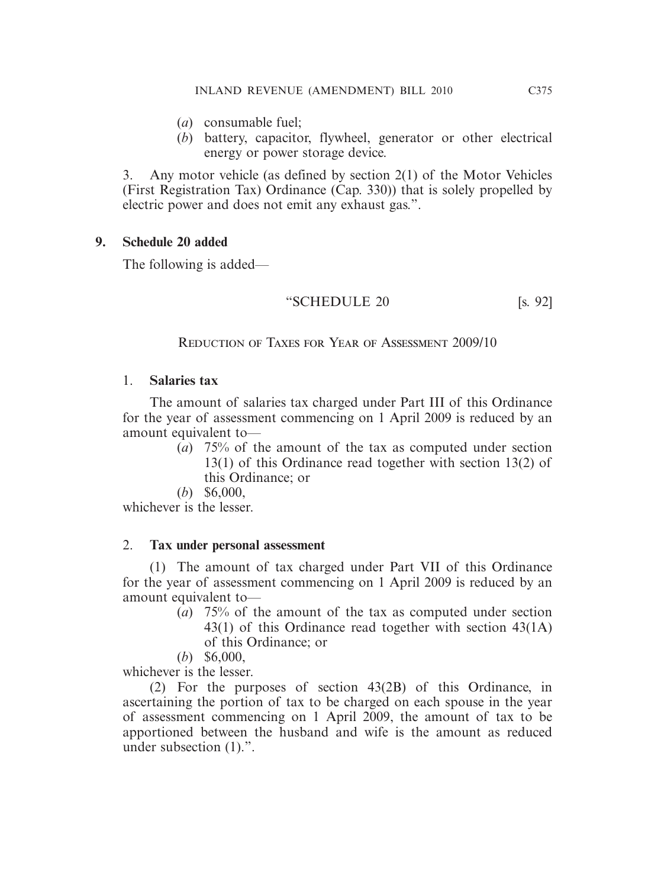(*a*) consumable fuel;

(*b*) battery, capacitor, flywheel, generator or other electrical energy or power storage device.

3. Any motor vehicle (as defined by section 2(1) of the Motor Vehicles (First Registration Tax) Ordinance (Cap. 330)) that is solely propelled by electric power and does not emit any exhaust gas.".

**9. Schedule 20 added**

The following is added—

"SCHEDULE 20 [s. 92]

REDUCTION OF TAXES FOR YEAR OF ASSESSMENT 2009/10

1. **Salaries tax**

The amount of salaries tax charged under Part III of this Ordinance for the year of assessment commencing on 1 April 2009 is reduced by an amount equivalent to—

(*a*) 75% of the amount of the tax as computed under section 13(1) of this Ordinance read together with section 13(2) of this Ordinance; or

(*b*) $6,000,

whichever is the lesser.

2. **Tax under personal assessment**

(1) The amount of tax charged under Part VII of this Ordinance for the year of assessment commencing on 1 April 2009 is reduced by an amount equivalent to—

(*a*) 75% of the amount of the tax as computed under section 43(1) of this Ordinance read together with section 43(1A) of this Ordinance; or

(*b*) $6,000,

whichever is the lesser.

(2) For the purposes of section 43(2B) of this Ordinance, in ascertaining the portion of tax to be charged on each spouse in the year of assessment commencing on 1 April 2009, the amount of tax to be apportioned between the husband and wife is the amount as reduced under subsection (1).".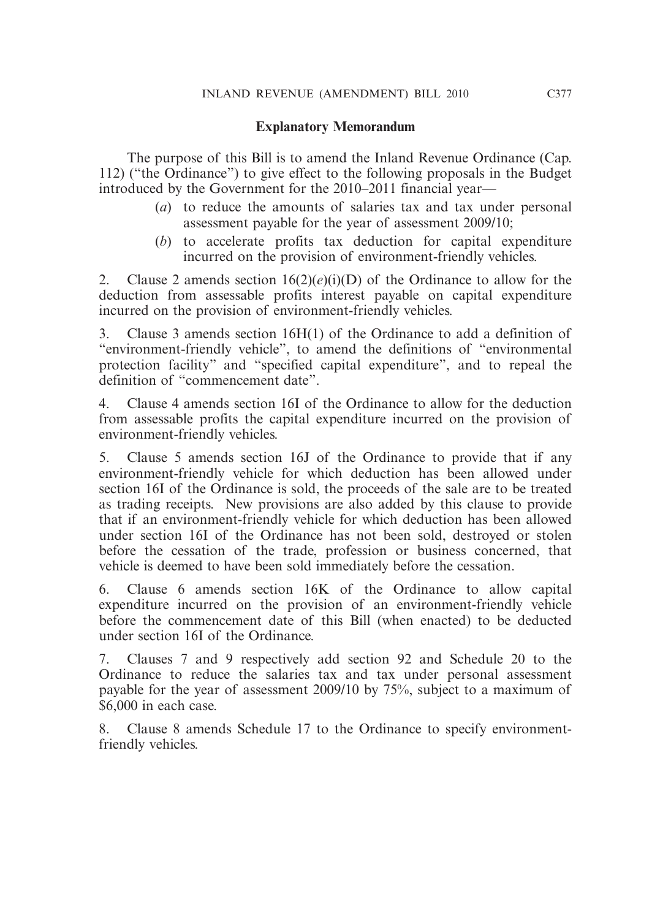## Explanatory Memorandum

The purpose of this Bill is to amend the Inland Revenue Ordinance (Cap. 112) ("the Ordinance") to give effect to the following proposals in the Budget introduced by the Government for the 2010–2011 financial year—

- (*a*) to reduce the amounts of salaries tax and tax under personal assessment payable for the year of assessment 2009/10;
- (*b*) to accelerate profits tax deduction for capital expenditure incurred on the provision of environment-friendly vehicles.

2. Clause 2 amends section 16(2)(*e*)(i)(D) of the Ordinance to allow for the deduction from assessable profits interest payable on capital expenditure incurred on the provision of environment-friendly vehicles.

3. Clause 3 amends section 16H(1) of the Ordinance to add a definition of "environment-friendly vehicle", to amend the definitions of "environmental protection facility" and "specified capital expenditure", and to repeal the definition of "commencement date".

4. Clause 4 amends section 16I of the Ordinance to allow for the deduction from assessable profits the capital expenditure incurred on the provision of environment-friendly vehicles.

5. Clause 5 amends section 16J of the Ordinance to provide that if any environment-friendly vehicle for which deduction has been allowed under section 16I of the Ordinance is sold, the proceeds of the sale are to be treated as trading receipts. New provisions are also added by this clause to provide that if an environment-friendly vehicle for which deduction has been allowed under section 16I of the Ordinance has not been sold, destroyed or stolen before the cessation of the trade, profession or business concerned, that vehicle is deemed to have been sold immediately before the cessation.

6. Clause 6 amends section 16K of the Ordinance to allow capital expenditure incurred on the provision of an environment-friendly vehicle before the commencement date of this Bill (when enacted) to be deducted under section 16I of the Ordinance.

7. Clauses 7 and 9 respectively add section 92 and Schedule 20 to the Ordinance to reduce the salaries tax and tax under personal assessment payable for the year of assessment 2009/10 by 75%, subject to a maximum of $6,000 in each case.

8. Clause 8 amends Schedule 17 to the Ordinance to specify environment-friendly vehicles.